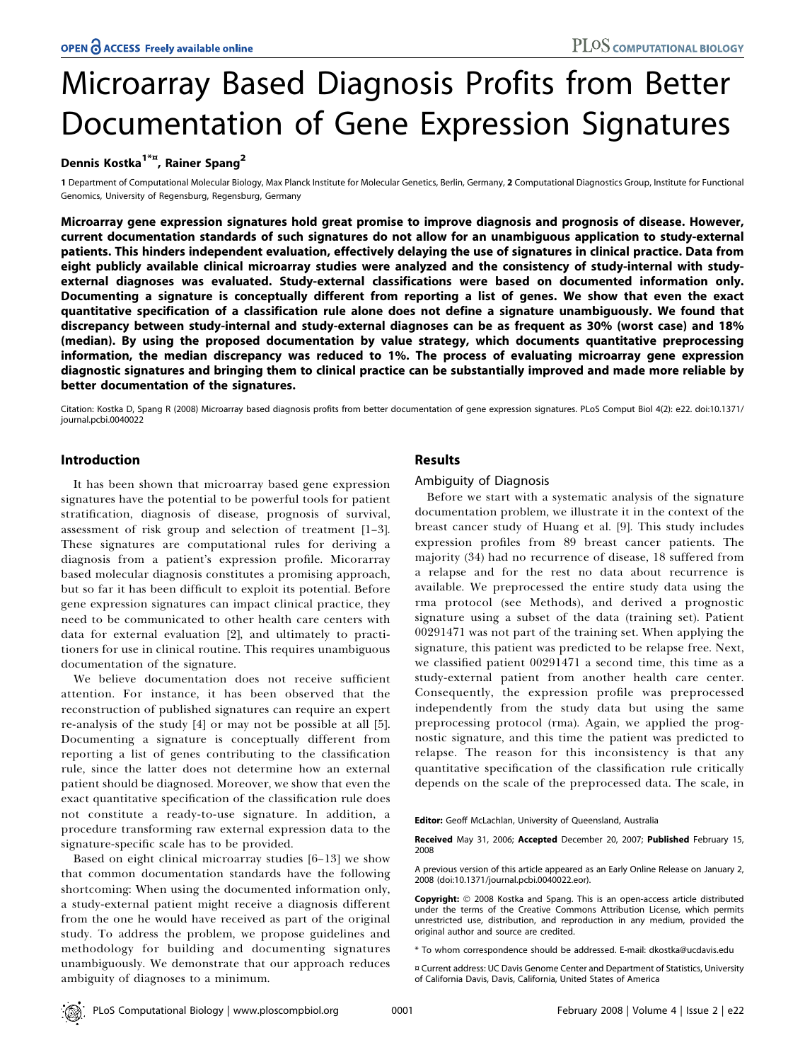# Microarray Based Diagnosis Profits from Better Documentation of Gene Expression Signatures

**Dennis Kostka[1*¤], Rainer Spang[2]**

1 Department of Computational Molecular Biology, Max Planck Institute for Molecular Genetics, Berlin, Germany, 2 Computational Diagnostics Group, Institute for Functional Genomics, University of Regensburg, Regensburg, Germany

**Microarray gene expression signatures hold great promise to improve diagnosis and prognosis of disease. However, current documentation standards of such signatures do not allow for an unambiguous application to study-external patients. This hinders independent evaluation, effectively delaying the use of signatures in clinical practice. Data from eight publicly available clinical microarray studies were analyzed and the consistency of study-internal with study-external diagnoses was evaluated. Study-external classifications were based on documented information only. Documenting a signature is conceptually different from reporting a list of genes. We show that even the exact quantitative specification of a classification rule alone does not define a signature unambiguously. We found that discrepancy between study-internal and study-external diagnoses can be as frequent as 30% (worst case) and 18% (median). By using the proposed documentation by value strategy, which documents quantitative preprocessing information, the median discrepancy was reduced to 1%. The process of evaluating microarray gene expression diagnostic signatures and bringing them to clinical practice can be substantially improved and made more reliable by better documentation of the signatures.**

Citation: Kostka D, Spang R (2008) Microarray based diagnosis profits from better documentation of gene expression signatures. PLoS Comput Biol 4(2): e22. doi:10.1371/journal.pcbi.0040022

## Introduction

It has been shown that microarray based gene expression signatures have the potential to be powerful tools for patient stratification, diagnosis of disease, prognosis of survival, assessment of risk group and selection of treatment [1–3]. These signatures are computational rules for deriving a diagnosis from a patient's expression profile. Micoarray based molecular diagnosis constitutes a promising approach, but so far it has been difficult to exploit its potential. Before gene expression signatures can impact clinical practice, they need to be communicated to other health care centers with data for external evaluation [2], and ultimately to practitioners for use in clinical routine. This requires unambiguous documentation of the signature.

We believe documentation does not receive sufficient attention. For instance, it has been observed that the reconstruction of published signatures can require an expert re-analysis of the study [4] or may not be possible at all [5]. Documenting a signature is conceptually different from reporting a list of genes contributing to the classification rule, since the latter does not determine how an external patient should be diagnosed. Moreover, we show that even the exact quantitative specification of the classification rule does not constitute a ready-to-use signature. In addition, a procedure transforming raw external expression data to the signature-specific scale has to be provided.

Based on eight clinical microarray studies [6–13] we show that common documentation standards have the following shortcoming: When using the documented information only, a study-external patient might receive a diagnosis different from the one he would have received as part of the original study. To address the problem, we propose guidelines and methodology for building and documenting signatures unambiguously. We demonstrate that our approach reduces ambiguity of diagnoses to a minimum.

## Results

### Ambiguity of Diagnosis

Before we start with a systematic analysis of the signature documentation problem, we illustrate it in the context of the breast cancer study of Huang et al. [9]. This study includes expression profiles from 89 breast cancer patients. The majority (34) had no recurrence of disease, 18 suffered from a relapse and for the rest no data about recurrence is available. We preprocessed the entire study data using the rma protocol (see Methods), and derived a prognostic signature using a subset of the data (training set). Patient 00291471 was not part of the training set. When applying the signature, this patient was predicted to be relapse free. Next, we classified patient 00291471 a second time, this time as a study-external patient from another health care center. Consequently, the expression profile was preprocessed independently from the study data but using the same preprocessing protocol (rma). Again, we applied the prognostic signature, and this time the patient was predicted to relapse. The reason for this inconsistency is that any quantitative specification of the classification rule critically depends on the scale of the preprocessed data. The scale, in

Editor: Geoff McLachlan, University of Queensland, Australia

Received May 31, 2006; Accepted December 20, 2007; Published February 15, 2008

A previous version of this article appeared as an Early Online Release on January 2, 2008 (doi:10.1371/journal.pcbi.0040022.eor).

Copyright: © 2008 Kostka and Spang. This is an open-access article distributed under the terms of the Creative Commons Attribution License, which permits unrestricted use, distribution, and reproduction in any medium, provided the original author and source are credited.

\* To whom correspondence should be addressed. E-mail: dkostka@ucdavis.edu

¤ Current address: UC Davis Genome Center and Department of Statistics, University of California Davis, Davis, California, United States of America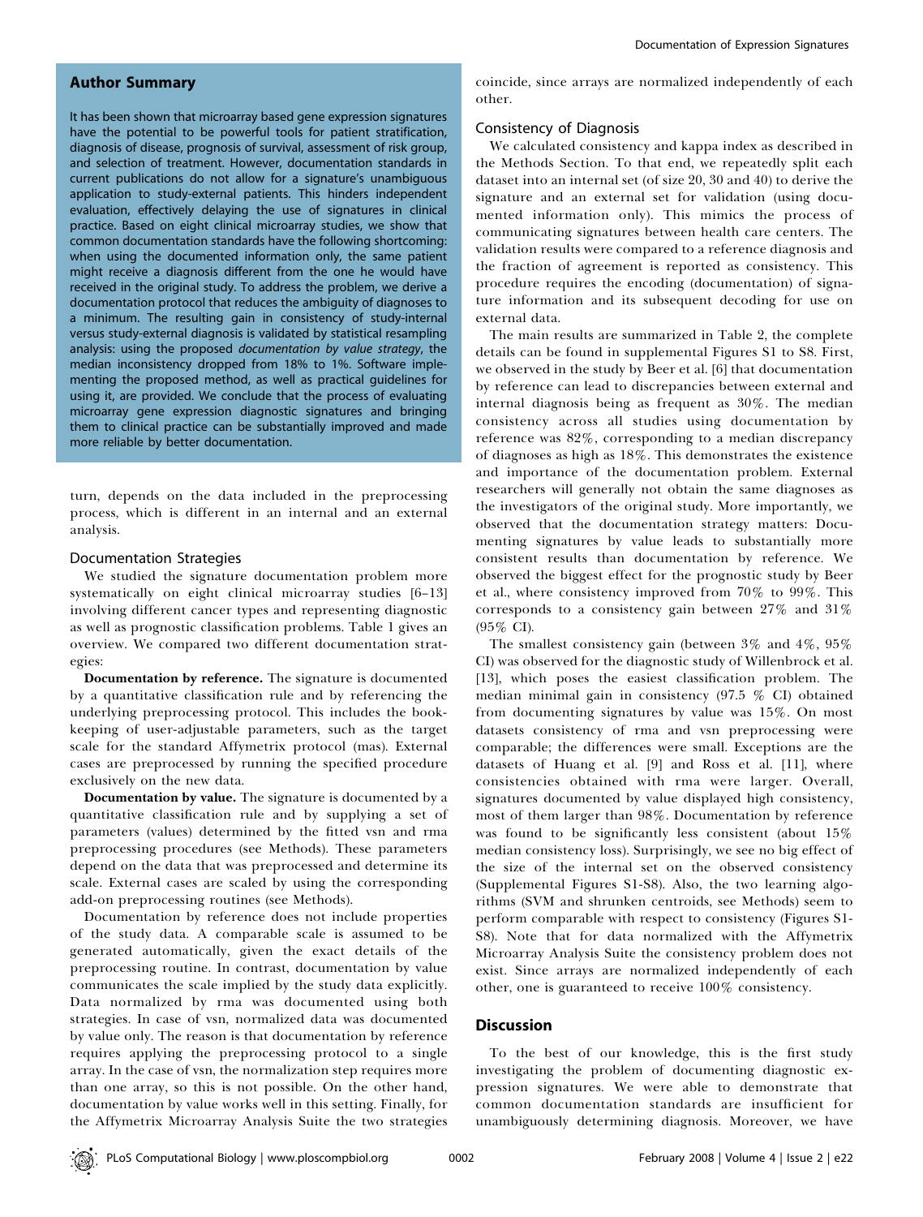## Author Summary

It has been shown that microarray based gene expression signatures have the potential to be powerful tools for patient stratification, diagnosis of disease, prognosis of survival, assessment of risk group, and selection of treatment. However, documentation standards in current publications do not allow for a signature's unambiguous application to study-external patients. This hinders independent evaluation, effectively delaying the use of signatures in clinical practice. Based on eight clinical microarray studies, we show that common documentation standards have the following shortcoming: when using the documented information only, the same patient might receive a diagnosis different from the one he would have received in the original study. To address the problem, we derive a documentation protocol that reduces the ambiguity of diagnoses to a minimum. The resulting gain in consistency of study-internal versus study-external diagnosis is validated by statistical resampling analysis: using the proposed *documentation by value strategy*, the median inconsistency dropped from 18% to 1%. Software implementing the proposed method, as well as practical guidelines for using it, are provided. We conclude that the process of evaluating microarray gene expression diagnostic signatures and bringing them to clinical practice can be substantially improved and made more reliable by better documentation.

turn, depends on the data included in the preprocessing process, which is different in an internal and an external analysis.

### Documentation Strategies

We studied the signature documentation problem more systematically on eight clinical microarray studies [6–13] involving different cancer types and representing diagnostic as well as prognostic classification problems. Table 1 gives an overview. We compared two different documentation strategies:

**Documentation by reference.** The signature is documented by a quantitative classification rule and by referencing the underlying preprocessing protocol. This includes the bookkeeping of user-adjustable parameters, such as the target scale for the standard Affymetrix protocol (mas). External cases are preprocessed by running the specified procedure exclusively on the new data.

**Documentation by value.** The signature is documented by a quantitative classification rule and by supplying a set of parameters (values) determined by the fitted vsn and rma preprocessing procedures (see Methods). These parameters depend on the data that was preprocessed and determine its scale. External cases are scaled by using the corresponding add-on preprocessing routines (see Methods).

Documentation by reference does not include properties of the study data. A comparable scale is assumed to be generated automatically, given the exact details of the preprocessing routine. In contrast, documentation by value communicates the scale implied by the study data explicitly. Data normalized by rma was documented using both strategies. In case of vsn, normalized data was documented by value only. The reason is that documentation by reference requires applying the preprocessing protocol to a single array. In the case of vsn, the normalization step requires more than one array, so this is not possible. On the other hand, documentation by value works well in this setting. Finally, for the Affymetrix Microarray Analysis Suite the two strategies coincide, since arrays are normalized independently of each other.

### Consistency of Diagnosis

We calculated consistency and kappa index as described in the Methods Section. To that end, we repeatedly split each dataset into an internal set (of size 20, 30 and 40) to derive the signature and an external set for validation (using documented information only). This mimics the process of communicating signatures between health care centers. The validation results were compared to a reference diagnosis and the fraction of agreement is reported as consistency. This procedure requires the encoding (documentation) of signature information and its subsequent decoding for use on external data.

The main results are summarized in Table 2, the complete details can be found in supplemental Figures S1 to S8. First, we observed in the study by Beer et al. [6] that documentation by reference can lead to discrepancies between external and internal diagnosis being as frequent as 30%. The median consistency across all studies using documentation by reference was 82%, corresponding to a median discrepancy of diagnoses as high as 18%. This demonstrates the existence and importance of the documentation problem. External researchers will generally not obtain the same diagnoses as the investigators of the original study. More importantly, we observed that the documentation strategy matters: Documenting signatures by value leads to substantially more consistent results than documentation by reference. We observed the biggest effect for the prognostic study by Beer et al., where consistency improved from 70% to 99%. This corresponds to a consistency gain between 27% and 31% (95% CI).

The smallest consistency gain (between 3% and 4%, 95% CI) was observed for the diagnostic study of Willenbrock et al. [13], which poses the easiest classification problem. The median minimal gain in consistency (97.5 % CI) obtained from documenting signatures by value was 15%. On most datasets consistency of rma and vsn preprocessing were comparable; the differences were small. Exceptions are the datasets of Huang et al. [9] and Ross et al. [11], where consistencies obtained with rma were larger. Overall, signatures documented by value displayed high consistency, most of them larger than 98%. Documentation by reference was found to be significantly less consistent (about 15% median consistency loss). Surprisingly, we see no big effect of the size of the internal set on the observed consistency (Supplemental Figures S1-S8). Also, the two learning algorithms (SVM and shrunken centroids, see Methods) seem to perform comparable with respect to consistency (Figures S1-S8). Note that for data normalized with the Affymetrix Microarray Analysis Suite the consistency problem does not exist. Since arrays are normalized independently of each other, one is guaranteed to receive 100% consistency.

## Discussion

To the best of our knowledge, this is the first study investigating the problem of documenting diagnostic expression signatures. We were able to demonstrate that common documentation standards are insufficient for unambiguously determining diagnosis. Moreover, we have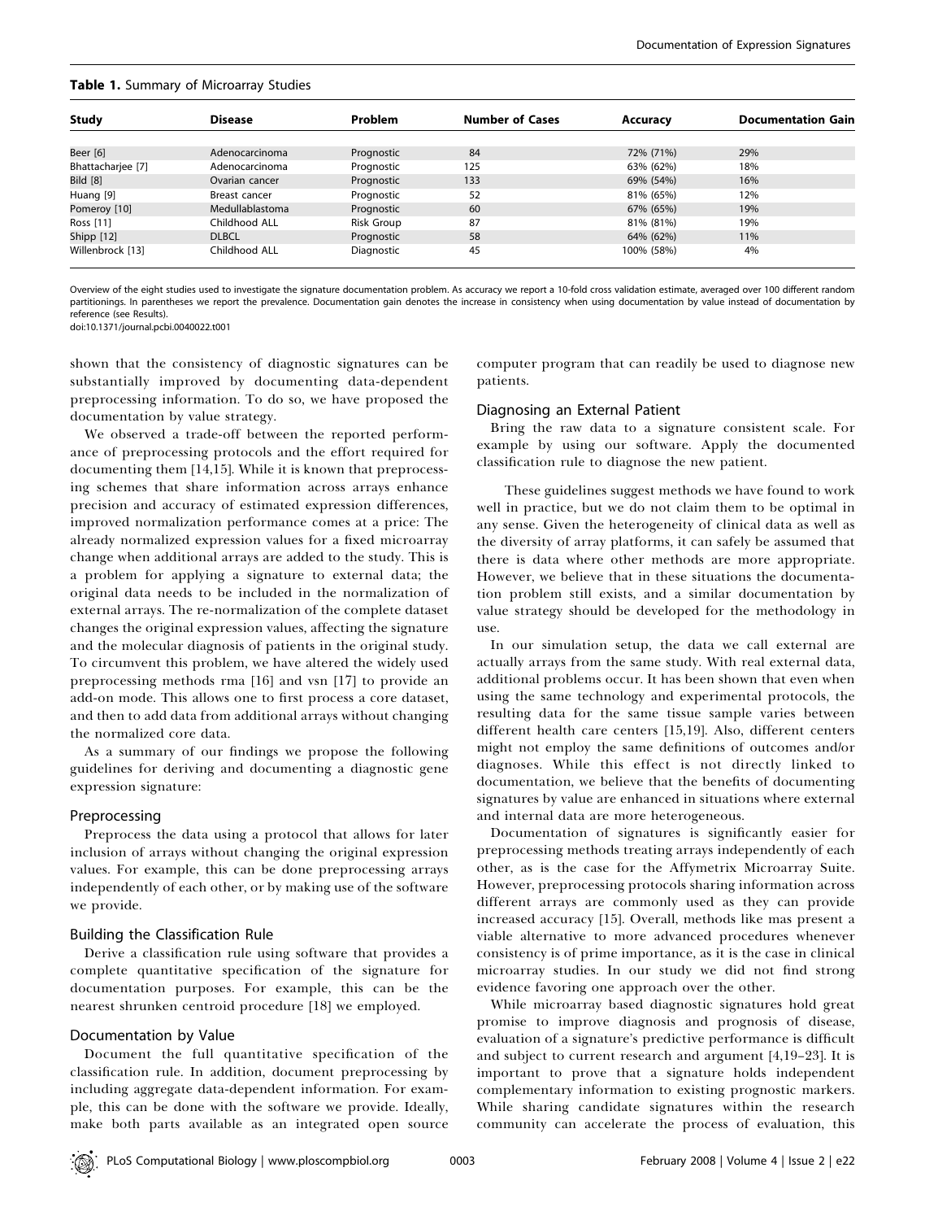**Table 1.** Summary of Microarray Studies

| Study | Disease | Problem | Number of Cases | Accuracy | Documentation Gain |
|---|---|---|---|---|---|
| Beer [6] | Adenocarcinoma | Prognostic | 84 | 72% (71%) | 29% |
| Bhattacharjee [7] | Adenocarcinoma | Prognostic | 125 | 63% (62%) | 18% |
| Bild [8] | Ovarian cancer | Prognostic | 133 | 69% (54%) | 16% |
| Huang [9] | Breast cancer | Prognostic | 52 | 81% (65%) | 12% |
| Pomeroy [10] | Medullablastoma | Prognostic | 60 | 67% (65%) | 19% |
| Ross [11] | Childhood ALL | Risk Group | 87 | 81% (81%) | 19% |
| Shipp [12] | DLBCL | Prognostic | 58 | 64% (62%) | 11% |
| Willenbrock [13] | Childhood ALL | Diagnostic | 45 | 100% (58%) | 4% |

Overview of the eight studies used to investigate the signature documentation problem. As accuracy we report a 10-fold cross validation estimate, averaged over 100 different random partitionings. In parentheses we report the prevalence. Documentation gain denotes the increase in consistency when using documentation by value instead of documentation by reference (see Results).

doi:10.1371/journal.pcbi.0040022.t001

shown that the consistency of diagnostic signatures can be substantially improved by documenting data-dependent preprocessing information. To do so, we have proposed the documentation by value strategy.

We observed a trade-off between the reported performance of preprocessing protocols and the effort required for documenting them [14,15]. While it is known that preprocessing schemes that share information across arrays enhance precision and accuracy of estimated expression differences, improved normalization performance comes at a price: The already normalized expression values for a fixed microarray change when additional arrays are added to the study. This is a problem for applying a signature to external data; the original data needs to be included in the normalization of external arrays. The re-normalization of the complete dataset changes the original expression values, affecting the signature and the molecular diagnosis of patients in the original study. To circumvent this problem, we have altered the widely used preprocessing methods rma [16] and vsn [17] to provide an add-on mode. This allows one to first process a core dataset, and then to add data from additional arrays without changing the normalized core data.

As a summary of our findings we propose the following guidelines for deriving and documenting a diagnostic gene expression signature:

### Preprocessing

Preprocess the data using a protocol that allows for later inclusion of arrays without changing the original expression values. For example, this can be done preprocessing arrays independently of each other, or by making use of the software we provide.

### Building the Classification Rule

Derive a classification rule using software that provides a complete quantitative specification of the signature for documentation purposes. For example, this can be the nearest shrunken centroid procedure [18] we employed.

### Documentation by Value

Document the full quantitative specification of the classification rule. In addition, document preprocessing by including aggregate data-dependent information. For example, this can be done with the software we provide. Ideally, make both parts available as an integrated open source computer program that can readily be used to diagnose new patients.

### Diagnosing an External Patient

Bring the raw data to a signature consistent scale. For example by using our software. Apply the documented classification rule to diagnose the new patient.

These guidelines suggest methods we have found to work well in practice, but we do not claim them to be optimal in any sense. Given the heterogeneity of clinical data as well as the diversity of array platforms, it can safely be assumed that there is data where other methods are more appropriate. However, we believe that in these situations the documentation problem still exists, and a similar documentation by value strategy should be developed for the methodology in use.

In our simulation setup, the data we call external are actually arrays from the same study. With real external data, additional problems occur. It has been shown that even when using the same technology and experimental protocols, the resulting data for the same tissue sample varies between different health care centers [15,19]. Also, different centers might not employ the same definitions of outcomes and/or diagnoses. While this effect is not directly linked to documentation, we believe that the benefits of documenting signatures by value are enhanced in situations where external and internal data are more heterogeneous.

Documentation of signatures is significantly easier for preprocessing methods treating arrays independently of each other, as is the case for the Affymetrix Microarray Suite. However, preprocessing protocols sharing information across different arrays are commonly used as they can provide increased accuracy [15]. Overall, methods like mas present a viable alternative to more advanced procedures whenever consistency is of prime importance, as it is the case in clinical microarray studies. In our study we did not find strong evidence favoring one approach over the other.

While microarray based diagnostic signatures hold great promise to improve diagnosis and prognosis of disease, evaluation of a signature's predictive performance is difficult and subject to current research and argument [4,19–23]. It is important to prove that a signature holds independent complementary information to existing prognostic markers. While sharing candidate signatures within the research community can accelerate the process of evaluation, this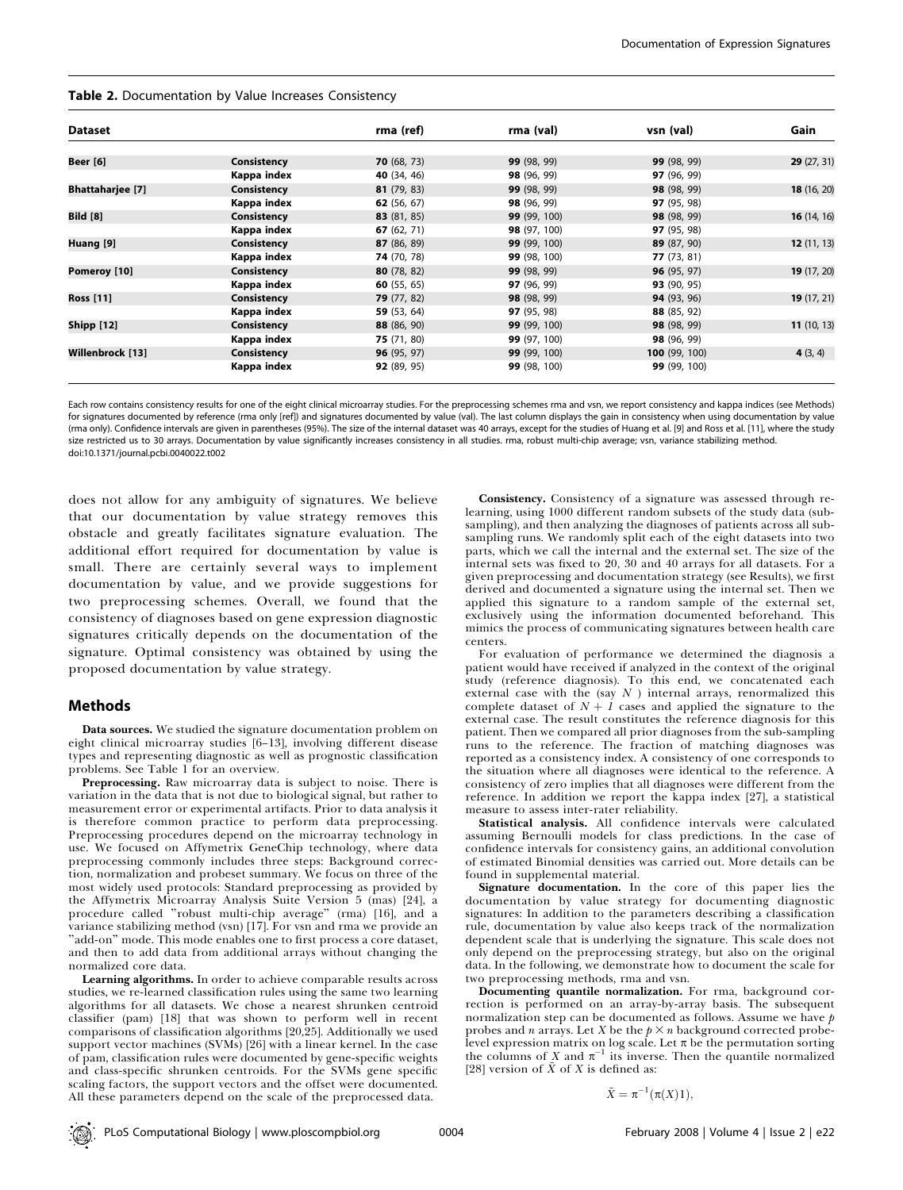**Table 2.** Documentation by Value Increases Consistency

| Dataset | | rma (ref) | rma (val) | vsn (val) | Gain |
|---|---|---|---|---|---|
| **Beer [6]** | **Consistency** | **70** (68, 73) | **99** (98, 99) | **99** (98, 99) | **29** (27, 31) |
| | **Kappa index** | **40** (34, 46) | **98** (96, 99) | **97** (96, 99) | |
| **Bhattaharjee [7]** | **Consistency** | **81** (79, 83) | **99** (98, 99) | **98** (98, 99) | **18** (16, 20) |
| | **Kappa index** | **62** (56, 67) | **98** (96, 99) | **97** (95, 98) | |
| **Bild [8]** | **Consistency** | **83** (81, 85) | **99** (99, 100) | **98** (98, 99) | **16** (14, 16) |
| | **Kappa index** | **67** (62, 71) | **98** (97, 100) | **97** (95, 98) | |
| **Huang [9]** | **Consistency** | **87** (86, 89) | **99** (99, 100) | **89** (87, 90) | **12** (11, 13) |
| | **Kappa index** | **74** (70, 78) | **99** (98, 100) | **77** (73, 81) | |
| **Pomeroy [10]** | **Consistency** | **80** (78, 82) | **99** (98, 99) | **96** (95, 97) | **19** (17, 20) |
| | **Kappa index** | **60** (55, 65) | **97** (96, 99) | **93** (90, 95) | |
| **Ross [11]** | **Consistency** | **79** (77, 82) | **98** (98, 99) | **94** (93, 96) | **19** (17, 21) |
| | **Kappa index** | **59** (53, 64) | **97** (95, 98) | **88** (85, 92) | |
| **Shipp [12]** | **Consistency** | **88** (86, 90) | **99** (99, 100) | **98** (98, 99) | **11** (10, 13) |
| | **Kappa index** | **75** (71, 80) | **99** (97, 100) | **98** (96, 99) | |
| **Willenbrock [13]** | **Consistency** | **96** (95, 97) | **99** (99, 100) | **100** (99, 100) | **4** (3, 4) |
| | **Kappa index** | **92** (89, 95) | **99** (98, 100) | **99** (99, 100) | |

Each row contains consistency results for one of the eight clinical microarray studies. For the preprocessing schemes rma and vsn, we report consistency and kappa indices (see Methods) for signatures documented by reference (rma only [ref]) and signatures documented by value (val). The last column displays the gain in consistency when using documentation by value (rma only). Confidence intervals are given in parentheses (95%). The size of the internal dataset was 40 arrays, except for the studies of Huang et al. [9] and Ross et al. [11], where the study size restricted us to 30 arrays. Documentation by value significantly increases consistency in all studies. rma, robust multi-chip average; vsn, variance stabilizing method.
doi:10.1371/journal.pcbi.0040022.t002

does not allow for any ambiguity of signatures. We believe that our documentation by value strategy removes this obstacle and greatly facilitates signature evaluation. The additional effort required for documentation by value is small. There are certainly several ways to implement documentation by value, and we provide suggestions for two preprocessing schemes. Overall, we found that the consistency of diagnoses based on gene expression diagnostic signatures critically depends on the documentation of the signature. Optimal consistency was obtained by using the proposed documentation by value strategy.

## Methods

**Data sources.** We studied the signature documentation problem on eight clinical microarray studies [6–13], involving different disease types and representing diagnostic as well as prognostic classification problems. See Table 1 for an overview.

**Preprocessing.** Raw microarray data is subject to noise. There is variation in the data that is not due to biological signal, but rather to measurement error or experimental artifacts. Prior to data analysis it is therefore common practice to perform data preprocessing. Preprocessing procedures depend on the microarray technology in use. We focused on Affymetrix GeneChip technology, where data preprocessing commonly includes three steps: Background correction, normalization and probeset summary. We focus on three of the most widely used protocols: Standard preprocessing as provided by the Affymetrix Microarray Analysis Suite Version 5 (mas) [24], a procedure called "robust multi-chip average" (rma) [16], and a variance stabilizing method (vsn) [17]. For vsn and rma we provide an "add-on" mode. This mode enables one to first process a core dataset, and then to add data from additional arrays without changing the normalized core data.

**Learning algorithms.** In order to achieve comparable results across studies, we re-learned classification rules using the same two learning algorithms for all datasets. We chose a nearest shrunken centroid classifier (pam) [18] that was shown to perform well in recent comparisons of classification algorithms [20,25]. Additionally we used support vector machines (SVMs) [26] with a linear kernel. In the case of pam, classification rules were documented by gene-specific weights and class-specific shrunken centroids. For the SVMs gene specific scaling factors, the support vectors and the offset were documented. All these parameters depend on the scale of the preprocessed data.

**Consistency.** Consistency of a signature was assessed through re-learning, using 1000 different random subsets of the study data (sub-sampling), and then analyzing the diagnoses of patients across all sub-sampling runs. We randomly split each of the eight datasets into two parts, which we call the internal and the external set. The size of the internal sets was fixed to 20, 30 and 40 arrays for all datasets. For a given preprocessing and documentation strategy (see Results), we first derived and documented a signature using the internal set. Then we applied this signature to a random sample of the external set, exclusively using the information documented beforehand. This mimics the process of communicating signatures between health care centers.

For evaluation of performance we determined the diagnosis a patient would have received if analyzed in the context of the original study (reference diagnosis). To this end, we concatenated each external case with the (say $N$ ) internal arrays, renormalized this complete dataset of $N + 1$ cases and applied the signature to the external case. The result constitutes the reference diagnosis for this patient. Then we compared all prior diagnoses from the sub-sampling runs to the reference. The fraction of matching diagnoses was reported as a consistency index. A consistency of one corresponds to the situation where all diagnoses were identical to the reference. A consistency of zero implies that all diagnoses were different from the reference. In addition we report the kappa index [27], a statistical measure to assess inter-rater reliability.

**Statistical analysis.** All confidence intervals were calculated assuming Bernoulli models for class predictions. In the case of confidence intervals for consistency gains, an additional convolution of estimated Binomial densities was carried out. More details can be found in supplemental material.

**Signature documentation.** In the core of this paper lies the documentation by value strategy for documenting diagnostic signatures: In addition to the parameters describing a classification rule, documentation by value also keeps track of the normalization dependent scale that is underlying the signature. This scale does not only depend on the preprocessing strategy, but also on the original data. In the following, we demonstrate how to document the scale for two preprocessing methods, rma and vsn.

**Documenting quantile normalization.** For rma, background correction is performed on an array-by-array basis. The subsequent normalization step can be documented as follows. Assume we have $p$ probes and $n$ arrays. Let $X$ be the $p \times n$ background corrected probe-level expression matrix on log scale. Let $\pi$ be the permutation sorting the columns of $X$ and $\pi^{-1}$ its inverse. Then the quantile normalized [28] version of $\tilde{X}$ of $X$ is defined as:

$$\tilde{X} = \pi^{-1}(\pi(X)1),$$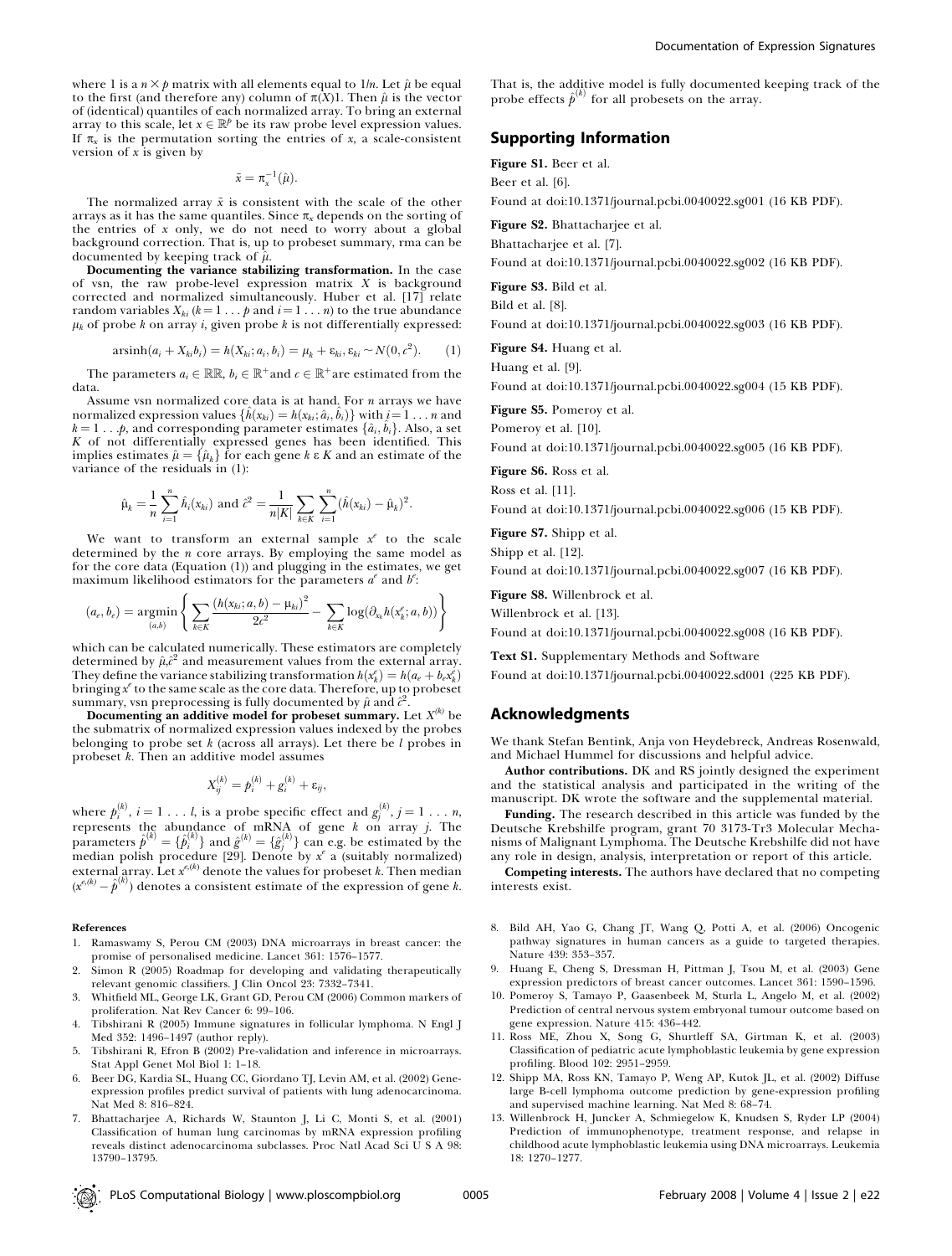where 1 is a $n \times p$ matrix with all elements equal to $1/n$. Let $\hat{\mu}$ be equal to the first (and therefore any) column of $\pi(X)1$. Then $\hat{\mu}$ is the vector of (identical) quantiles of each normalized array. To bring an external array to this scale, let $x \in \mathbb{R}^p$ be its raw probe level expression values. If $\pi_x$ is the permutation sorting the entries of $x$, a scale-consistent version of $x$ is given by

$$\tilde{x} = \pi_x^{-1}(\hat{\mu}).$$

The normalized array $\tilde{x}$ is consistent with the scale of the other arrays as it has the same quantiles. Since $\pi_x$ depends on the sorting of the entries of $x$ only, we do not need to worry about a global background correction. That is, up to probeset summary, rma can be documented by keeping track of $\hat{\mu}$.

**Documenting the variance stabilizing transformation.** In the case of vsn, the raw probe-level expression matrix $X$ is background corrected and normalized simultaneously. Huber et al. [17] relate random variables $X_{ki}$ ($k = 1 \ldots p$ and $i = 1 \ldots n$) to the true abundance $\mu_k$ of probe $k$ on array $i$, given probe $k$ is not differentially expressed:

$$\text{arsinh}(a_i + X_{ki}b_i) = h(X_{ki}; a_i, b_i) = \mu_k + \varepsilon_{ki}, \varepsilon_{ki} \sim N(0, c^2). \tag{1}$$

The parameters $a_i \in \mathbb{RR}$, $b_i \in \mathbb{R}^+$ and $c \in \mathbb{R}^+$ are estimated from the data.

Assume vsn normalized core data is at hand. For $n$ arrays we have normalized expression values $\{\hat{h}(x_{ki}) = h(x_{ki}; \hat{a}_i, \hat{b}_i)\}$ with $i = 1 \ldots n$ and $k = 1 \ldots p$, and corresponding parameter estimates $\{\hat{a}_i, \hat{b}_i\}$. Also, a set $K$ of not differentially expressed genes has been identified. This implies estimates $\hat{\mu} = \{\hat{\mu}_k\}$ for each gene $k \in K$ and an estimate of the variance of the residuals in (1):

$$\hat{\mu}_k = \frac{1}{n}\sum_{i=1}^{n} \hat{h}_i(x_{ki}) \text{ and } \hat{c}^2 = \frac{1}{n|K|}\sum_{k \in K}\sum_{i=1}^{n}(\hat{h}(x_{ki}) - \hat{\mu}_k)^2.$$

We want to transform an external sample $x^e$ to the scale determined by the $n$ core arrays. By employing the same model as for the core data (Equation (1)) and plugging in the estimates, we get maximum likelihood estimators for the parameters $a^e$ and $b^e$:

$$(a_e, b_e) = \underset{(a,b)}{\text{argmin}}\left\{\sum_{k \in K}\frac{(h(x_{ki}; a, b) - \mu_{ki})^2}{2c^2} - \sum_{k \in K}\log(\partial_{x_k} h(x_k^e; a, b))\right\}$$

which can be calculated numerically. These estimators are completely determined by $\hat{\mu}, \hat{c}^2$ and measurement values from the external array. They define the variance stabilizing transformation $h(x_k^e) = h(a_e + b_e x_k^e)$ bringing $x^e$ to the same scale as the core data. Therefore, up to probeset summary, vsn preprocessing is fully documented by $\hat{\mu}$ and $\hat{c}^2$.

**Documenting an additive model for probeset summary.** Let $X^{(k)}$ be the submatrix of normalized expression values indexed by the probes belonging to probe set $k$ (across all arrays). Let there be $l$ probes in probeset $k$. Then an additive model assumes

$$X_{ij}^{(k)} = p_i^{(k)} + g_j^{(k)} + \varepsilon_{ij},$$

where $p_i^{(k)}$, $i = 1 \ldots l$, is a probe specific effect and $g_j^{(k)}$, $j = 1 \ldots n$, represents the abundance of mRNA of gene $k$ on array $j$. The parameters $\hat{p}^{(k)} = \{\hat{p}_i^{(k)}\}$ and $\hat{g}^{(k)} = \{\hat{g}_j^{(k)}\}$ can e.g. be estimated by the median polish procedure [29]. Denote by $x^e$ a (suitably normalized) external array. Let $x^{e,(k)}$ denote the values for probeset $k$. Then median $(x^{e,(k)} - \hat{p}^{(k)})$ denotes a consistent estimate of the expression of gene $k$.

That is, the additive model is fully documented keeping track of the probe effects $\hat{p}^{(k)}$ for all probesets on the array.

## Supporting Information

**Figure S1.** Beer et al.

Beer et al. [6].

Found at doi:10.1371/journal.pcbi.0040022.sg001 (16 KB PDF).

**Figure S2.** Bhattacharjee et al.

Bhattacharjee et al. [7].

Found at doi:10.1371/journal.pcbi.0040022.sg002 (16 KB PDF).

**Figure S3.** Bild et al.

Bild et al. [8].

Found at doi:10.1371/journal.pcbi.0040022.sg003 (16 KB PDF).

**Figure S4.** Huang et al.

Huang et al. [9].

Found at doi:10.1371/journal.pcbi.0040022.sg004 (15 KB PDF).

**Figure S5.** Pomeroy et al.

Pomeroy et al. [10].

Found at doi:10.1371/journal.pcbi.0040022.sg005 (16 KB PDF).

**Figure S6.** Ross et al.

Ross et al. [11].

Found at doi:10.1371/journal.pcbi.0040022.sg006 (15 KB PDF).

**Figure S7.** Shipp et al.

Shipp et al. [12].

Found at doi:10.1371/journal.pcbi.0040022.sg007 (16 KB PDF).

**Figure S8.** Willenbrock et al.

Willenbrock et al. [13].

Found at doi:10.1371/journal.pcbi.0040022.sg008 (16 KB PDF).

**Text S1.** Supplementary Methods and Software

Found at doi:10.1371/journal.pcbi.0040022.sd001 (225 KB PDF).

## Acknowledgments

We thank Stefan Bentink, Anja von Heydebreck, Andreas Rosenwald, and Michael Hummel for discussions and helpful advice.

**Author contributions.** DK and RS jointly designed the experiment and the statistical analysis and participated in the writing of the manuscript. DK wrote the software and the supplemental material.

**Funding.** The research described in this article was funded by the Deutsche Krebshilfe program, grant 70 3173-Tr3 Molecular Mechanisms of Malignant Lymphoma. The Deutsche Krebshilfe did not have any role in design, analysis, interpretation or report of this article.

**Competing interests.** The authors have declared that no competing interests exist.

### References

1. Ramaswamy S, Perou CM (2003) DNA microarrays in breast cancer: the promise of personalised medicine. Lancet 361: 1576–1577.
2. Simon R (2005) Roadmap for developing and validating therapeutically relevant genomic classifiers. J Clin Oncol 23: 7332–7341.
3. Whitfield ML, George LK, Grant GD, Perou CM (2006) Common markers of proliferation. Nat Rev Cancer 6: 99–106.
4. Tibshirani R (2005) Immune signatures in follicular lymphoma. N Engl J Med 352: 1496–1497 (author reply).
5. Tibshirani R, Efron B (2002) Pre-validation and inference in microarrays. Stat Appl Genet Mol Biol 1: 1–18.
6. Beer DG, Kardia SL, Huang CC, Giordano TJ, Levin AM, et al. (2002) Gene-expression profiles predict survival of patients with lung adenocarcinoma. Nat Med 8: 816–824.
7. Bhattacharjee A, Richards W, Staunton J, Li C, Monti S, et al. (2001) Classification of human lung carcinomas by mRNA expression profiling reveals distinct adenocarcinoma subclasses. Proc Natl Acad Sci U S A 98: 13790–13795.
8. Bild AH, Yao G, Chang JT, Wang Q, Potti A, et al. (2006) Oncogenic pathway signatures in human cancers as a guide to targeted therapies. Nature 439: 353–357.
9. Huang E, Cheng S, Dressman H, Pittman J, Tsou M, et al. (2003) Gene expression predictors of breast cancer outcomes. Lancet 361: 1590–1596.
10. Pomeroy S, Tamayo P, Gaasenbeek M, Sturla L, Angelo M, et al. (2002) Prediction of central nervous system embryonal tumour outcome based on gene expression. Nature 415: 436–442.
11. Ross ME, Zhou X, Song G, Shurtleff SA, Girtman K, et al. (2003) Classification of pediatric acute lymphoblastic leukemia by gene expression profiling. Blood 102: 2951–2959.
12. Shipp MA, Ross KN, Tamayo P, Weng AP, Kutok JL, et al. (2002) Diffuse large B-cell lymphoma outcome prediction by gene-expression profiling and supervised machine learning. Nat Med 8: 68–74.
13. Willenbrock H, Juncker A, Schmiegelow K, Knudsen S, Ryder LP (2004) Prediction of immunophenotype, treatment response, and relapse in childhood acute lymphoblastic leukemia using DNA microarrays. Leukemia 18: 1270–1277.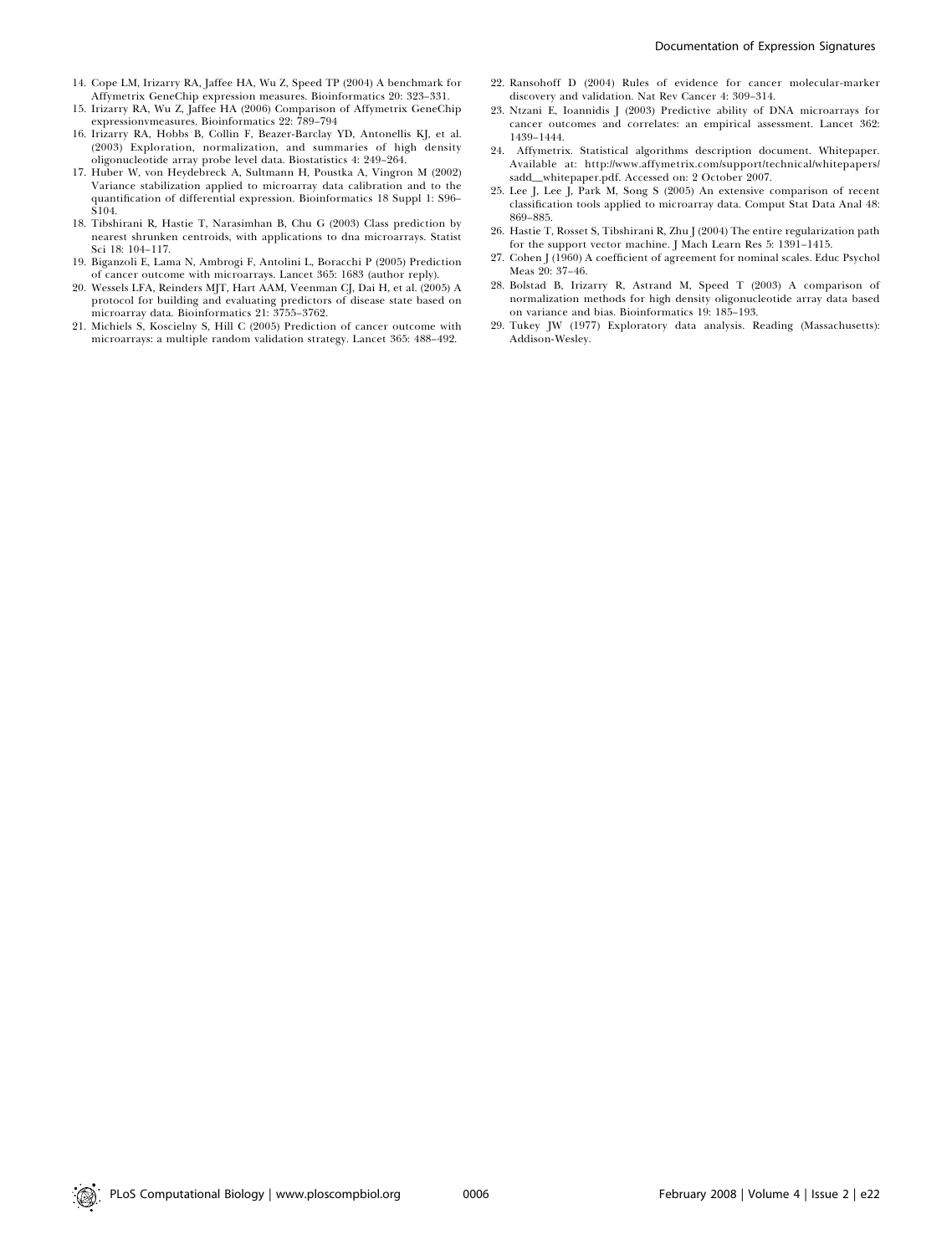14. Cope LM, Irizarry RA, Jaffee HA, Wu Z, Speed TP (2004) A benchmark for Affymetrix GeneChip expression measures. Bioinformatics 20: 323–331.
15. Irizarry RA, Wu Z, Jaffee HA (2006) Comparison of Affymetrix GeneChip expressionvmeasures. Bioinformatics 22: 789–794
16. Irizarry RA, Hobbs B, Collin F, Beazer-Barclay YD, Antonellis KJ, et al. (2003) Exploration, normalization, and summaries of high density oligonucleotide array probe level data. Biostatistics 4: 249–264.
17. Huber W, von Heydebreck A, Sultmann H, Poustka A, Vingron M (2002) Variance stabilization applied to microarray data calibration and to the quantification of differential expression. Bioinformatics 18 Suppl 1: S96–S104.
18. Tibshirani R, Hastie T, Narasimhan B, Chu G (2003) Class prediction by nearest shrunken centroids, with applications to dna microarrays. Statist Sci 18: 104–117.
19. Biganzoli E, Lama N, Ambrogi F, Antolini L, Boracchi P (2005) Prediction of cancer outcome with microarrays. Lancet 365: 1683 (author reply).
20. Wessels LFA, Reinders MJT, Hart AAM, Veenman CJ, Dai H, et al. (2005) A protocol for building and evaluating predictors of disease state based on microarray data. Bioinformatics 21: 3755–3762.
21. Michiels S, Koscielny S, Hill C (2005) Prediction of cancer outcome with microarrays: a multiple random validation strategy. Lancet 365: 488–492.
22. Ransohoff D (2004) Rules of evidence for cancer molecular-marker discovery and validation. Nat Rev Cancer 4: 309–314.
23. Ntzani E, Ioannidis J (2003) Predictive ability of DNA microarrays for cancer outcomes and correlates: an empirical assessment. Lancet 362: 1439–1444.
24. Affymetrix. Statistical algorithms description document. Whitepaper. Available at: http://www.affymetrix.com/support/technical/whitepapers/sadd_whitepaper.pdf. Accessed on: 2 October 2007.
25. Lee J, Lee J, Park M, Song S (2005) An extensive comparison of recent classification tools applied to microarray data. Comput Stat Data Anal 48: 869–885.
26. Hastie T, Rosset S, Tibshirani R, Zhu J (2004) The entire regularization path for the support vector machine. J Mach Learn Res 5: 1391–1415.
27. Cohen J (1960) A coefficient of agreement for nominal scales. Educ Psychol Meas 20: 37–46.
28. Bolstad B, Irizarry R, Astrand M, Speed T (2003) A comparison of normalization methods for high density oligonucleotide array data based on variance and bias. Bioinformatics 19: 185–193.
29. Tukey JW (1977) Exploratory data analysis. Reading (Massachusetts): Addison-Wesley.